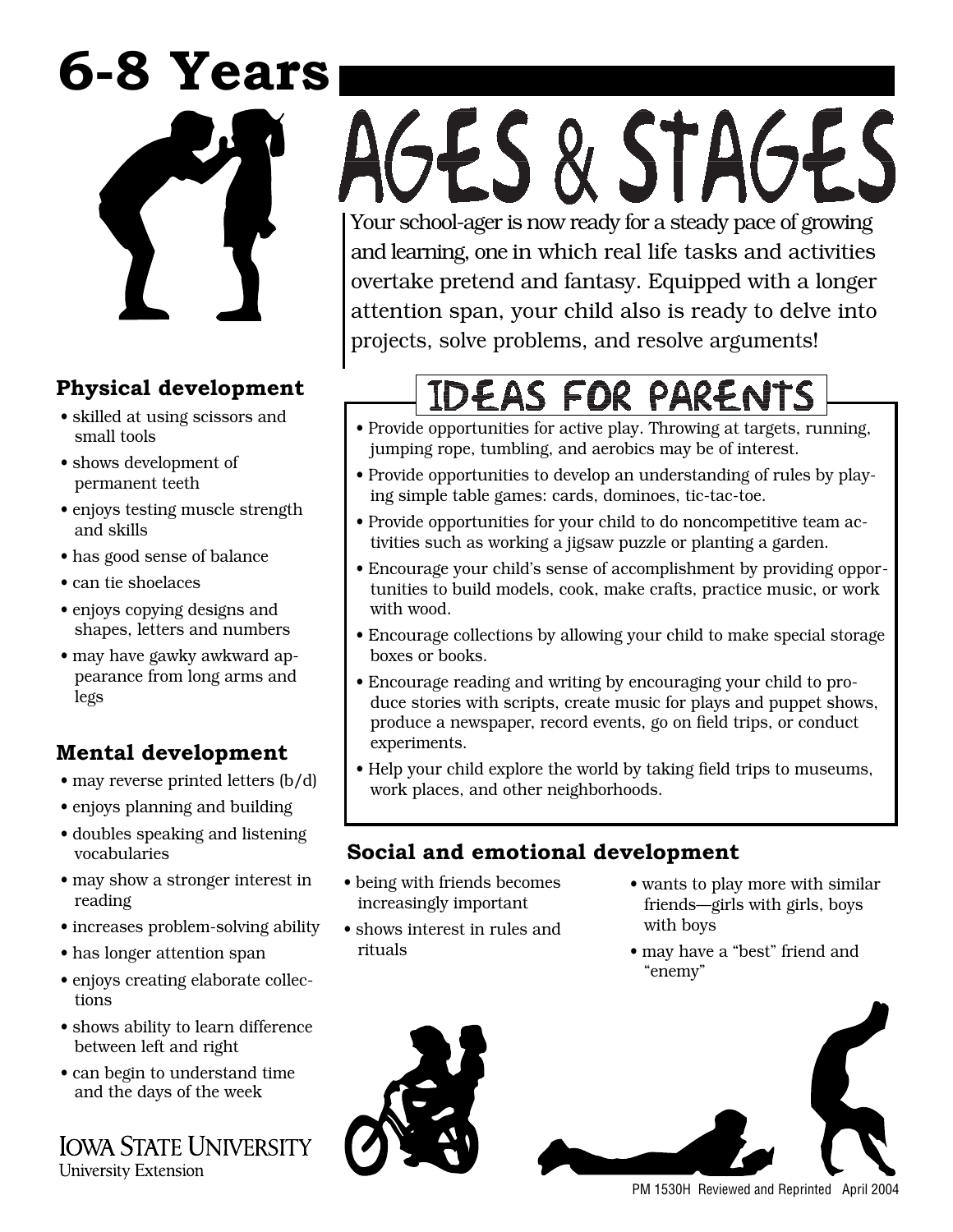# 6-8 Years

# AGES & STAGES

Your school-ager is now ready for a steady pace of growing and learning, one in which real life tasks and activities overtake pretend and fantasy. Equipped with a longer attention span, your child also is ready to delve into projects, solve problems, and resolve arguments!

### Physical development

- skilled at using scissors and small tools
- shows development of permanent teeth
- enjoys testing muscle strength and skills
- has good sense of balance
- can tie shoelaces
- enjoys copying designs and shapes, letters and numbers
- may have gawky awkward appearance from long arms and legs

### Mental development

- may reverse printed letters (b/d)
- enjoys planning and building
- doubles speaking and listening vocabularies
- may show a stronger interest in reading
- increases problem-solving ability
- has longer attention span
- enjoys creating elaborate collections
- shows ability to learn difference between left and right
- can begin to understand time and the days of the week

## IDEAS FOR PARENTS

- Provide opportunities for active play. Throwing at targets, running, jumping rope, tumbling, and aerobics may be of interest.
- Provide opportunities to develop an understanding of rules by playing simple table games: cards, dominoes, tic-tac-toe.
- Provide opportunities for your child to do noncompetitive team activities such as working a jigsaw puzzle or planting a garden.
- Encourage your child's sense of accomplishment by providing opportunities to build models, cook, make crafts, practice music, or work with wood.
- Encourage collections by allowing your child to make special storage boxes or books.
- Encourage reading and writing by encouraging your child to produce stories with scripts, create music for plays and puppet shows, produce a newspaper, record events, go on field trips, or conduct experiments.
- Help your child explore the world by taking field trips to museums, work places, and other neighborhoods.

### Social and emotional development

- being with friends becomes increasingly important
- shows interest in rules and rituals
- wants to play more with similar friends—girls with girls, boys with boys
- may have a "best" friend and "enemy"

IOWA STATE UNIVERSITY
University Extension

PM 1530H Reviewed and Reprinted April 2004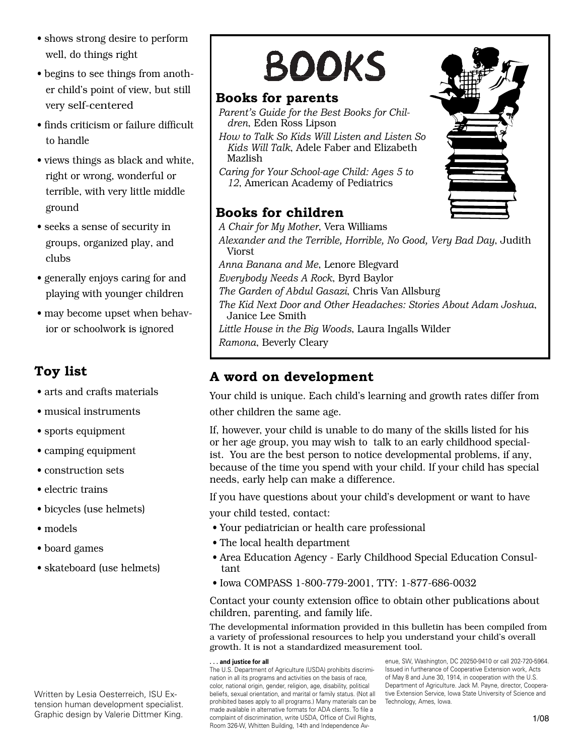- shows strong desire to perform well, do things right
- begins to see things from another child's point of view, but still very self-centered
- finds criticism or failure difficult to handle
- views things as black and white, right or wrong, wonderful or terrible, with very little middle ground
- seeks a sense of security in groups, organized play, and clubs
- generally enjoys caring for and playing with younger children
- may become upset when behavior or schoolwork is ignored

## Toy list

- arts and crafts materials
- musical instruments
- sports equipment
- camping equipment
- construction sets
- electric trains
- bicycles (use helmets)
- models
- board games
- skateboard (use helmets)

# BOOKS

## Books for parents

*Parent's Guide for the Best Books for Children*, Eden Ross Lipson

*How to Talk So Kids Will Listen and Listen So Kids Will Talk*, Adele Faber and Elizabeth Mazlish

*Caring for Your School-age Child: Ages 5 to 12*, American Academy of Pediatrics

## Books for children

*A Chair for My Mother*, Vera Williams

*Alexander and the Terrible, Horrible, No Good, Very Bad Day*, Judith Viorst

*Anna Banana and Me*, Lenore Blegvard

*Everybody Needs A Rock*, Byrd Baylor

*The Garden of Abdul Gasazi*, Chris Van Allsburg

*The Kid Next Door and Other Headaches: Stories About Adam Joshua*, Janice Lee Smith

*Little House in the Big Woods*, Laura Ingalls Wilder

*Ramona*, Beverly Cleary

## A word on development

Your child is unique. Each child's learning and growth rates differ from other children the same age.

If, however, your child is unable to do many of the skills listed for his or her age group, you may wish to talk to an early childhood specialist. You are the best person to notice developmental problems, if any, because of the time you spend with your child. If your child has special needs, early help can make a difference.

If you have questions about your child's development or want to have your child tested, contact:

- Your pediatrician or health care professional
- The local health department
- Area Education Agency - Early Childhood Special Education Consultant
- Iowa COMPASS 1-800-779-2001, TTY: 1-877-686-0032

Contact your county extension office to obtain other publications about children, parenting, and family life.

The developmental information provided in this bulletin has been compiled from a variety of professional resources to help you understand your child's overall growth. It is not a standardized measurement tool.

Written by Lesia Oesterreich, ISU Extension human development specialist. Graphic design by Valerie Dittmer King.

**. . . and justice for all**
The U.S. Department of Agriculture (USDA) prohibits discrimination in all its programs and activities on the basis of race, color, national origin, gender, religion, age, disability, political beliefs, sexual orientation, and marital or family status. (Not all prohibited bases apply to all programs.) Many materials can be made available in alternative formats for ADA clients. To file a complaint of discrimination, write USDA, Office of Civil Rights, Room 326-W, Whitten Building, 14th and Independence Avenue, SW, Washington, DC 20250-9410 or call 202-720-5964.

Issued in furtherance of Cooperative Extension work, Acts of May 8 and June 30, 1914, in cooperation with the U.S. Department of Agriculture. Jack M. Payne, director, Cooperative Extension Service, Iowa State University of Science and Technology, Ames, Iowa.

1/08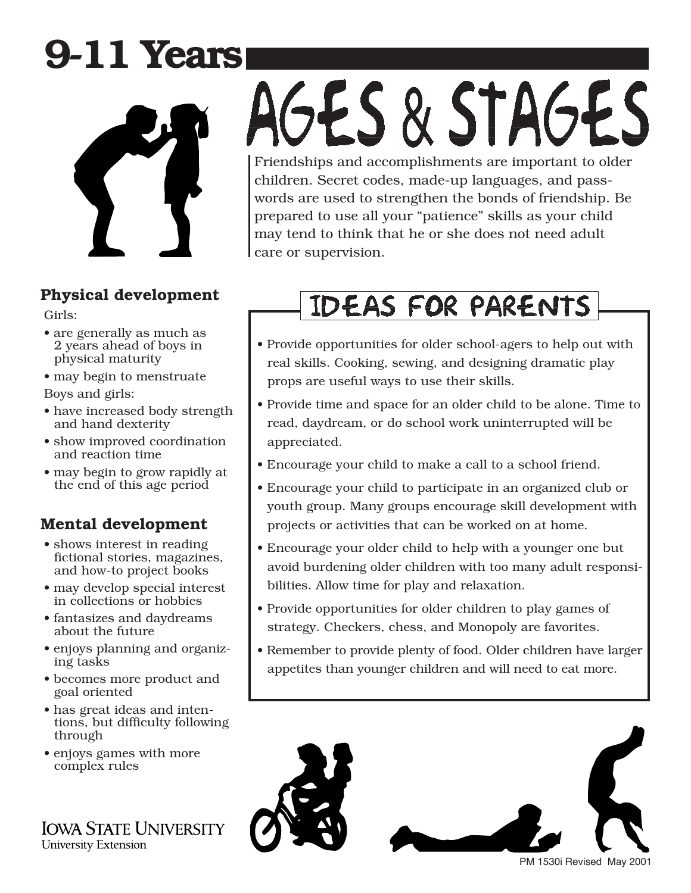# 9-11 Years

# AGES & STAGES

Friendships and accomplishments are important to older children. Secret codes, made-up languages, and passwords are used to strengthen the bonds of friendship. Be prepared to use all your "patience" skills as your child may tend to think that he or she does not need adult care or supervision.

### Physical development

Girls:

- are generally as much as 2 years ahead of boys in physical maturity
- may begin to menstruate

Boys and girls:

- have increased body strength and hand dexterity
- show improved coordination and reaction time
- may begin to grow rapidly at the end of this age period

### Mental development

- shows interest in reading fictional stories, magazines, and how-to project books
- may develop special interest in collections or hobbies
- fantasizes and daydreams about the future
- enjoys planning and organizing tasks
- becomes more product and goal oriented
- has great ideas and intentions, but difficulty following through
- enjoys games with more complex rules

## IDEAS FOR PARENTS

- Provide opportunities for older school-agers to help out with real skills. Cooking, sewing, and designing dramatic play props are useful ways to use their skills.
- Provide time and space for an older child to be alone. Time to read, daydream, or do school work uninterrupted will be appreciated.
- Encourage your child to make a call to a school friend.
- Encourage your child to participate in an organized club or youth group. Many groups encourage skill development with projects or activities that can be worked on at home.
- Encourage your older child to help with a younger one but avoid burdening older children with too many adult responsibilities. Allow time for play and relaxation.
- Provide opportunities for older children to play games of strategy. Checkers, chess, and Monopoly are favorites.
- Remember to provide plenty of food. Older children have larger appetites than younger children and will need to eat more.

IOWA STATE UNIVERSITY
University Extension

PM 1530i Revised May 2001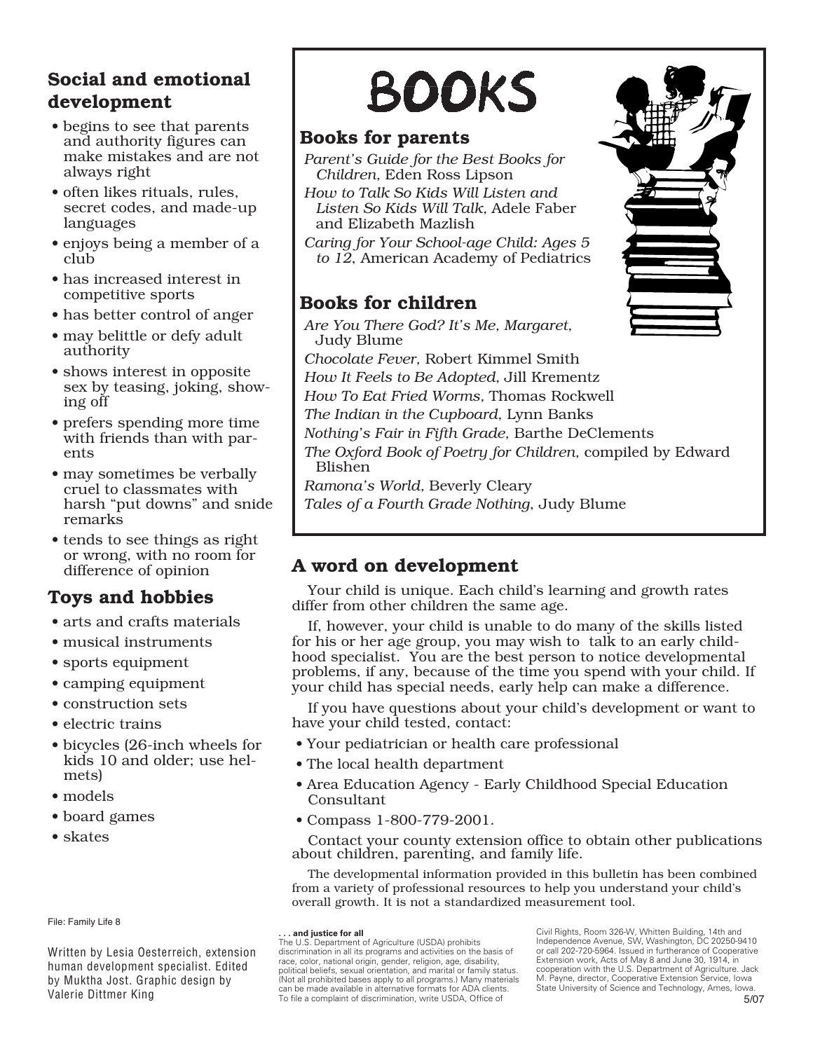## Social and emotional development

- begins to see that parents and authority figures can make mistakes and are not always right
- often likes rituals, rules, secret codes, and made-up languages
- enjoys being a member of a club
- has increased interest in competitive sports
- has better control of anger
- may belittle or defy adult authority
- shows interest in opposite sex by teasing, joking, showing off
- prefers spending more time with friends than with parents
- may sometimes be verbally cruel to classmates with harsh "put downs" and snide remarks
- tends to see things as right or wrong, with no room for difference of opinion

## Toys and hobbies

- arts and crafts materials
- musical instruments
- sports equipment
- camping equipment
- construction sets
- electric trains
- bicycles (26-inch wheels for kids 10 and older; use helmets)
- models
- board games
- skates

# BOOKS

## Books for parents

*Parent's Guide for the Best Books for Children,* Eden Ross Lipson

*How to Talk So Kids Will Listen and Listen So Kids Will Talk,* Adele Faber and Elizabeth Mazlish

*Caring for Your School-age Child: Ages 5 to 12*, American Academy of Pediatrics

## Books for children

*Are You There God? It's Me, Margaret,* Judy Blume

*Chocolate Fever,* Robert Kimmel Smith

*How It Feels to Be Adopted,* Jill Krementz

*How To Eat Fried Worms,* Thomas Rockwell

*The Indian in the Cupboard,* Lynn Banks

*Nothing's Fair in Fifth Grade,* Barthe DeClements

*The Oxford Book of Poetry for Children,* compiled by Edward Blishen

*Ramona's World,* Beverly Cleary

*Tales of a Fourth Grade Nothing*, Judy Blume

## A word on development

Your child is unique. Each child's learning and growth rates differ from other children the same age.

If, however, your child is unable to do many of the skills listed for his or her age group, you may wish to talk to an early childhood specialist. You are the best person to notice developmental problems, if any, because of the time you spend with your child. If your child has special needs, early help can make a difference.

If you have questions about your child's development or want to have your child tested, contact:

- Your pediatrician or health care professional
- The local health department
- Area Education Agency - Early Childhood Special Education Consultant
- Compass 1-800-779-2001.

Contact your county extension office to obtain other publications about children, parenting, and family life.

The developmental information provided in this bulletin has been combined from a variety of professional resources to help you understand your child's overall growth. It is not a standardized measurement tool.

File: Family Life 8

Written by Lesia Oesterreich, extension human development specialist. Edited by Muktha Jost. Graphic design by Valerie Dittmer King

**. . . and justice for all**
The U.S. Department of Agriculture (USDA) prohibits discrimination in all its programs and activities on the basis of race, color, national origin, gender, religion, age, disability, political beliefs, sexual orientation, and marital or family status. (Not all prohibited bases apply to all programs.) Many materials can be made available in alternative formats for ADA clients. To file a complaint of discrimination, write USDA, Office of Civil Rights, Room 326-W, Whitten Building, 14th and Independence Avenue, SW, Washington, DC 20250-9410 or call 202-720-5964. Issued in furtherance of Cooperative Extension work, Acts of May 8 and June 30, 1914, in cooperation with the U.S. Department of Agriculture. Jack M. Payne, director, Cooperative Extension Service, Iowa State University of Science and Technology, Ames, Iowa.

5/07